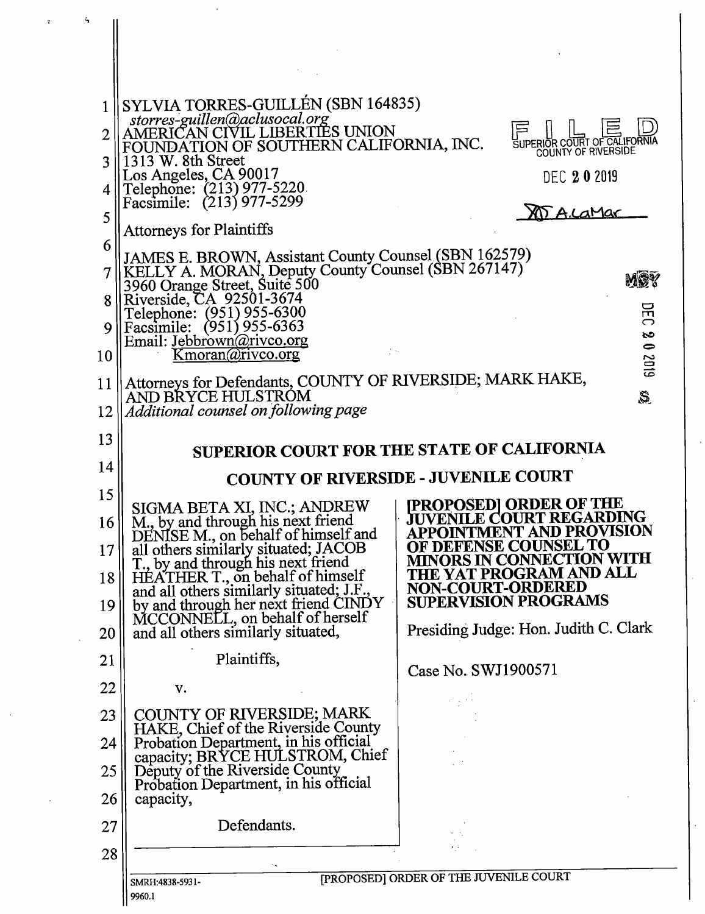SYLVIA TORRES-GUILLÉN (SBN 164835)
*storres-guillen@aclusocal.org*
AMERICAN CIVIL LIBERTIES UNION
FOUNDATION OF SOUTHERN CALIFORNIA, INC.
1313 W. 8th Street
Los Angeles, CA 90017
Telephone: (213) 977-5220
Facsimile: (213) 977-5299

Attorneys for Plaintiffs

JAMES E. BROWN, Assistant County Counsel (SBN 162579)
KELLY A. MORAN, Deputy County Counsel (SBN 267147)
3960 Orange Street, Suite 500
Riverside, CA 92501-3674
Telephone: (951) 955-6300
Facsimile: (951) 955-6363
Email: Jebbrown@rivco.org
Kmoran@rivco.org

Attorneys for Defendants, COUNTY OF RIVERSIDE; MARK HAKE, AND BRYCE HULSTROM
*Additional counsel on following page*

FILED
SUPERIOR COURT OF CALIFORNIA
COUNTY OF RIVERSIDE
DEC 20 2019
A. LaMar

## SUPERIOR COURT FOR THE STATE OF CALIFORNIA

## COUNTY OF RIVERSIDE - JUVENILE COURT

SIGMA BETA XI, INC.; ANDREW M., by and through his next friend DENISE M., on behalf of himself and all others similarly situated; JACOB T., by and through his next friend HEATHER T., on behalf of himself and all others similarly situated; J.F., by and through her next friend CINDY MCCONNELL, on behalf of herself and all others similarly situated,

Plaintiffs,

v.

COUNTY OF RIVERSIDE; MARK HAKE, Chief of the Riverside County Probation Department, in his official capacity; BRYCE HULSTROM, Chief Deputy of the Riverside County Probation Department, in his official capacity,

Defendants.

**[PROPOSED] ORDER OF THE JUVENILE COURT REGARDING APPOINTMENT AND PROVISION OF DEFENSE COUNSEL TO MINORS IN CONNECTION WITH THE YAT PROGRAM AND ALL NON-COURT-ORDERED SUPERVISION PROGRAMS**

Presiding Judge: Hon. Judith C. Clark

Case No. SWJ1900571

SMRH:4838-5931-9960.1

[PROPOSED] ORDER OF THE JUVENILE COURT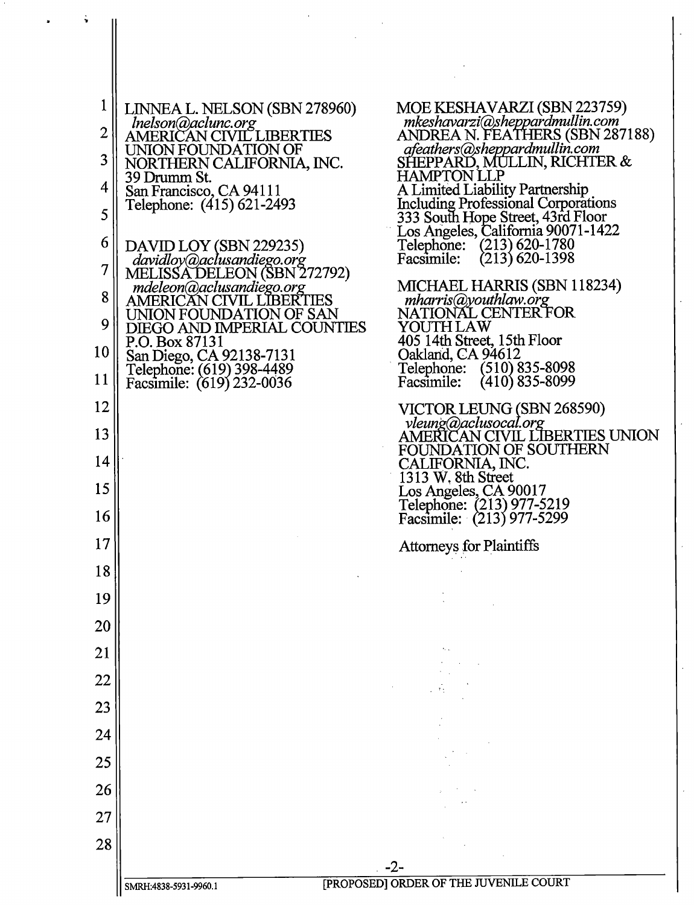LINNEA L. NELSON (SBN 278960)
*lnelson@aclunc.org*
AMERICAN CIVIL LIBERTIES
UNION FOUNDATION OF
NORTHERN CALIFORNIA, INC.
39 Drumm St.
San Francisco, CA 94111
Telephone: (415) 621-2493

DAVID LOY (SBN 229235)
*davidloy@aclusandiego.org*
MELISSA DELEON (SBN 272792)
*mdeleon@aclusandiego.org*
AMERICAN CIVIL LIBERTIES
UNION FOUNDATION OF SAN
DIEGO AND IMPERIAL COUNTIES
P.O. Box 87131
San Diego, CA 92138-7131
Telephone: (619) 398-4489
Facsimile: (619) 232-0036

MOE KESHAVARZI (SBN 223759)
*mkeshavarzi@sheppardmullin.com*
ANDREA N. FEATHERS (SBN 287188)
*afeathers@sheppardmullin.com*
SHEPPARD, MULLIN, RICHTER &
HAMPTON LLP
A Limited Liability Partnership
Including Professional Corporations
333 South Hope Street, 43rd Floor
Los Angeles, California 90071-1422
Telephone: (213) 620-1780
Facsimile: (213) 620-1398

MICHAEL HARRIS (SBN 118234)
*mharris@youthlaw.org*
NATIONAL CENTER FOR
YOUTH LAW
405 14th Street, 15th Floor
Oakland, CA 94612
Telephone: (510) 835-8098
Facsimile: (410) 835-8099

VICTOR LEUNG (SBN 268590)
*vleung@aclusocal.org*
AMERICAN CIVIL LIBERTIES UNION
FOUNDATION OF SOUTHERN
CALIFORNIA, INC.
1313 W. 8th Street
Los Angeles, CA 90017
Telephone: (213) 977-5219
Facsimile: (213) 977-5299

Attorneys for Plaintiffs

SMRH:4838-5931-9960.1 [PROPOSED] ORDER OF THE JUVENILE COURT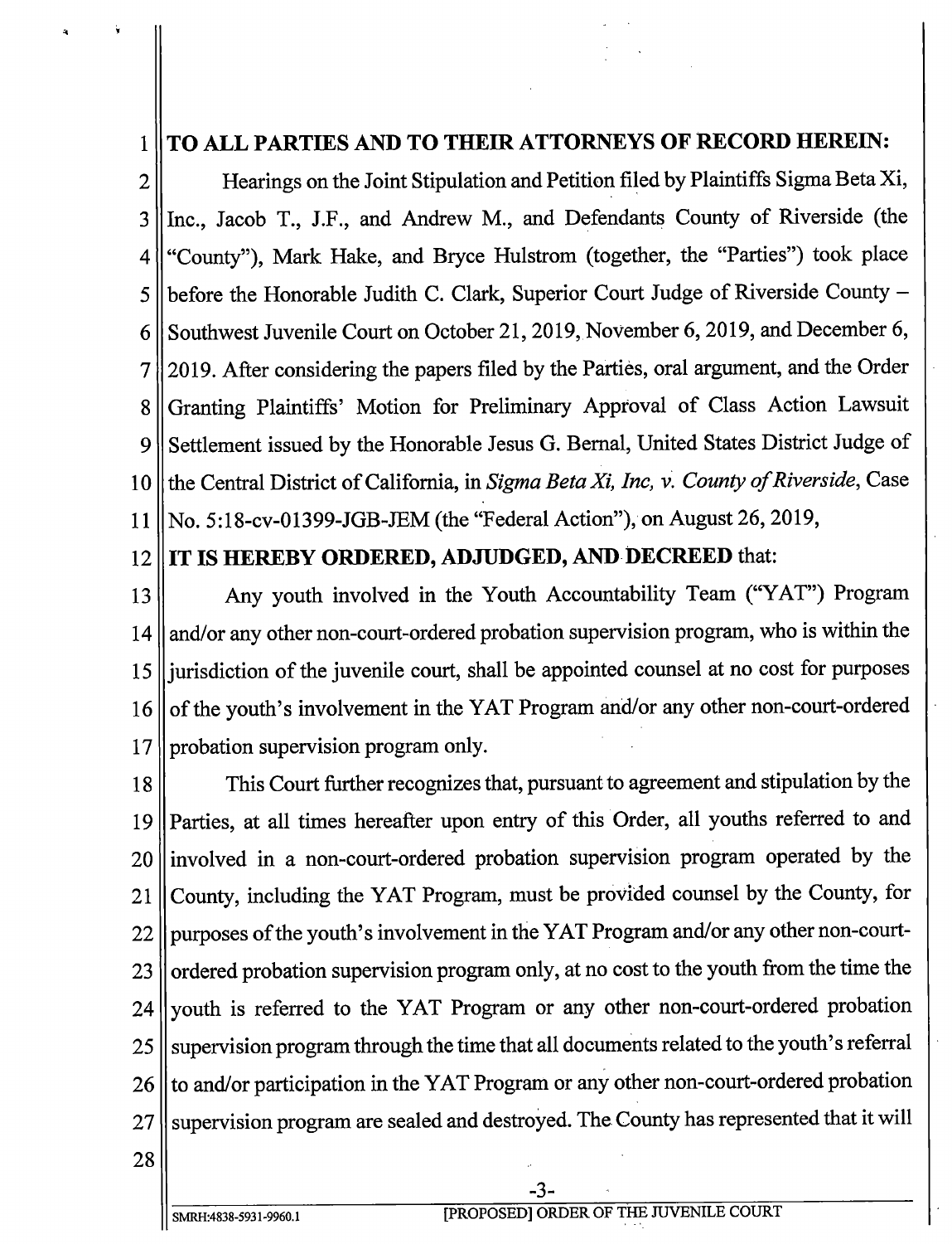**TO ALL PARTIES AND TO THEIR ATTORNEYS OF RECORD HEREIN:**

Hearings on the Joint Stipulation and Petition filed by Plaintiffs Sigma Beta Xi, Inc., Jacob T., J.F., and Andrew M., and Defendants County of Riverside (the "County"), Mark Hake, and Bryce Hulstrom (together, the "Parties") took place before the Honorable Judith C. Clark, Superior Court Judge of Riverside County – Southwest Juvenile Court on October 21, 2019, November 6, 2019, and December 6, 2019. After considering the papers filed by the Parties, oral argument, and the Order Granting Plaintiffs' Motion for Preliminary Approval of Class Action Lawsuit Settlement issued by the Honorable Jesus G. Bernal, United States District Judge of the Central District of California, in *Sigma Beta Xi, Inc, v. County of Riverside*, Case No. 5:18-cv-01399-JGB-JEM (the "Federal Action"), on August 26, 2019,

**IT IS HEREBY ORDERED, ADJUDGED, AND DECREED** that:

Any youth involved in the Youth Accountability Team ("YAT") Program and/or any other non-court-ordered probation supervision program, who is within the jurisdiction of the juvenile court, shall be appointed counsel at no cost for purposes of the youth's involvement in the YAT Program and/or any other non-court-ordered probation supervision program only.

This Court further recognizes that, pursuant to agreement and stipulation by the Parties, at all times hereafter upon entry of this Order, all youths referred to and involved in a non-court-ordered probation supervision program operated by the County, including the YAT Program, must be provided counsel by the County, for purposes of the youth's involvement in the YAT Program and/or any other non-court-ordered probation supervision program only, at no cost to the youth from the time the youth is referred to the YAT Program or any other non-court-ordered probation supervision program through the time that all documents related to the youth's referral to and/or participation in the YAT Program or any other non-court-ordered probation supervision program are sealed and destroyed. The County has represented that it will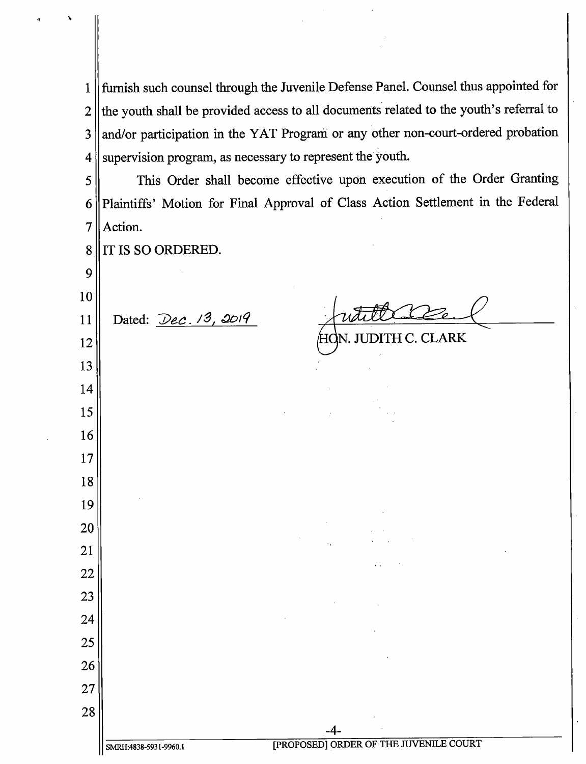furnish such counsel through the Juvenile Defense Panel. Counsel thus appointed for the youth shall be provided access to all documents related to the youth's referral to and/or participation in the YAT Program or any other non-court-ordered probation supervision program, as necessary to represent the youth.

This Order shall become effective upon execution of the Order Granting Plaintiffs' Motion for Final Approval of Class Action Settlement in the Federal Action.

IT IS SO ORDERED.

Dated: Dec. 13, 2019

HON. JUDITH C. CLARK